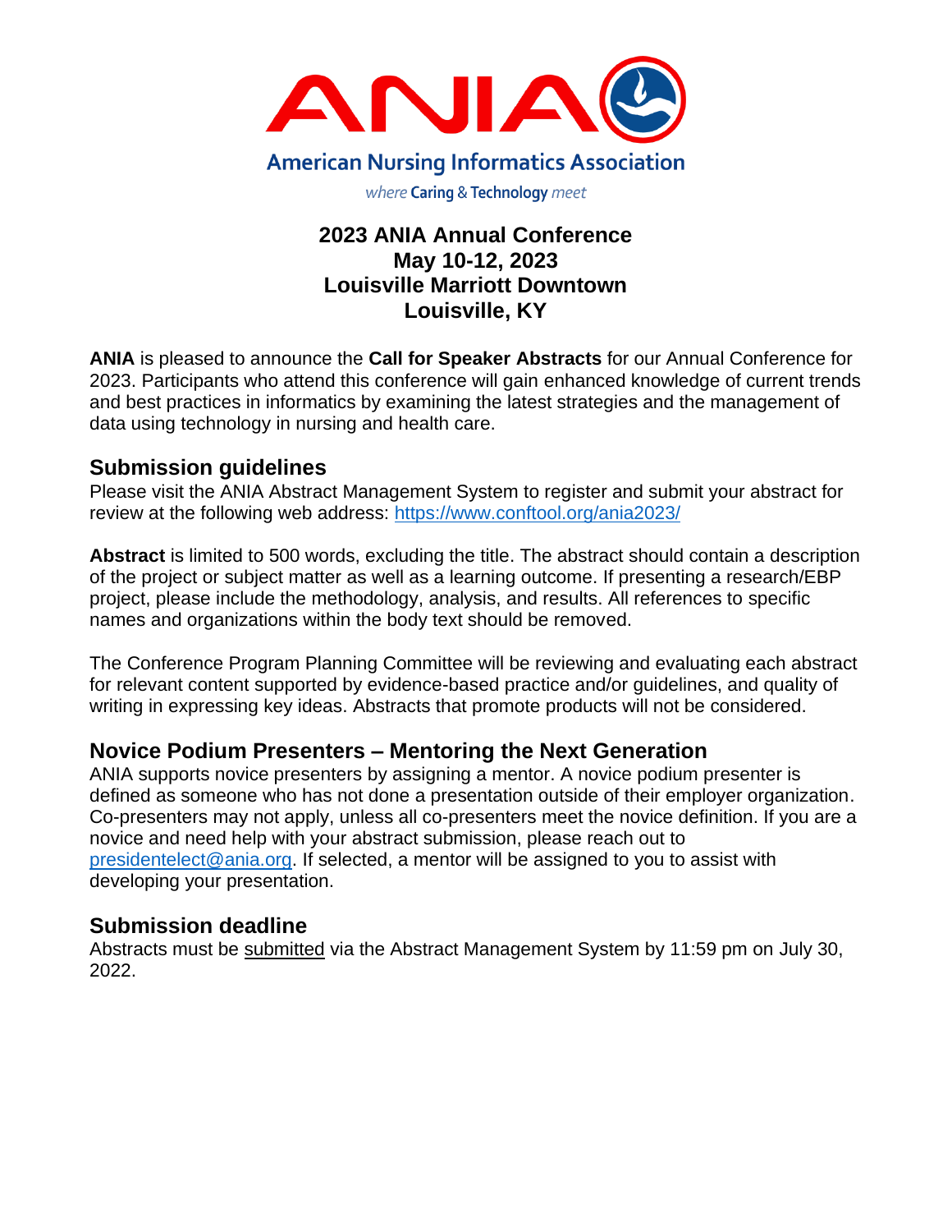# ANIA

American Nursing Informatics Association

*where* **Caring** & **Technology** *meet*

## 2023 ANIA Annual Conference
## May 10-12, 2023
## Louisville Marriott Downtown
## Louisville, KY

**ANIA** is pleased to announce the **Call for Speaker Abstracts** for our Annual Conference for 2023. Participants who attend this conference will gain enhanced knowledge of current trends and best practices in informatics by examining the latest strategies and the management of data using technology in nursing and health care.

## Submission guidelines

Please visit the ANIA Abstract Management System to register and submit your abstract for review at the following web address: https://www.conftool.org/ania2023/

**Abstract** is limited to 500 words, excluding the title. The abstract should contain a description of the project or subject matter as well as a learning outcome. If presenting a research/EBP project, please include the methodology, analysis, and results. All references to specific names and organizations within the body text should be removed.

The Conference Program Planning Committee will be reviewing and evaluating each abstract for relevant content supported by evidence-based practice and/or guidelines, and quality of writing in expressing key ideas. Abstracts that promote products will not be considered.

## Novice Podium Presenters – Mentoring the Next Generation

ANIA supports novice presenters by assigning a mentor. A novice podium presenter is defined as someone who has not done a presentation outside of their employer organization. Co-presenters may not apply, unless all co-presenters meet the novice definition. If you are a novice and need help with your abstract submission, please reach out to presidentelect@ania.org. If selected, a mentor will be assigned to you to assist with developing your presentation.

## Submission deadline

Abstracts must be submitted via the Abstract Management System by 11:59 pm on July 30, 2022.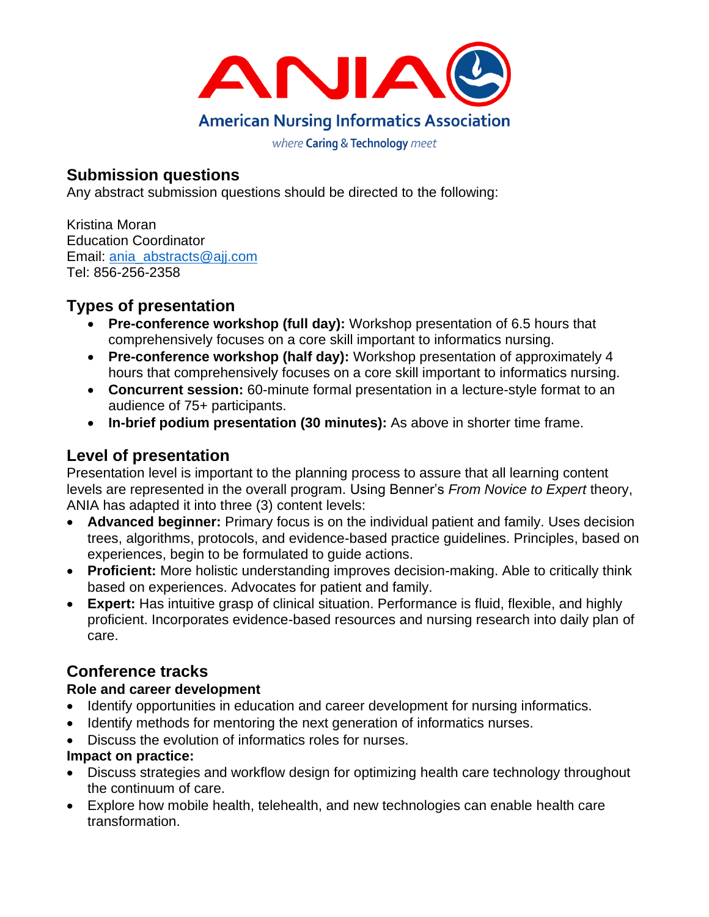## Submission questions

Any abstract submission questions should be directed to the following:

Kristina Moran
Education Coordinator
Email: ania_abstracts@ajj.com
Tel: 856-256-2358

## Types of presentation

- **Pre-conference workshop (full day):** Workshop presentation of 6.5 hours that comprehensively focuses on a core skill important to informatics nursing.
- **Pre-conference workshop (half day):** Workshop presentation of approximately 4 hours that comprehensively focuses on a core skill important to informatics nursing.
- **Concurrent session:** 60-minute formal presentation in a lecture-style format to an audience of 75+ participants.
- **In-brief podium presentation (30 minutes):** As above in shorter time frame.

## Level of presentation

Presentation level is important to the planning process to assure that all learning content levels are represented in the overall program. Using Benner's *From Novice to Expert* theory, ANIA has adapted it into three (3) content levels:

- **Advanced beginner:** Primary focus is on the individual patient and family. Uses decision trees, algorithms, protocols, and evidence-based practice guidelines. Principles, based on experiences, begin to be formulated to guide actions.
- **Proficient:** More holistic understanding improves decision-making. Able to critically think based on experiences. Advocates for patient and family.
- **Expert:** Has intuitive grasp of clinical situation. Performance is fluid, flexible, and highly proficient. Incorporates evidence-based resources and nursing research into daily plan of care.

## Conference tracks

**Role and career development**

- Identify opportunities in education and career development for nursing informatics.
- Identify methods for mentoring the next generation of informatics nurses.
- Discuss the evolution of informatics roles for nurses.

**Impact on practice:**

- Discuss strategies and workflow design for optimizing health care technology throughout the continuum of care.
- Explore how mobile health, telehealth, and new technologies can enable health care transformation.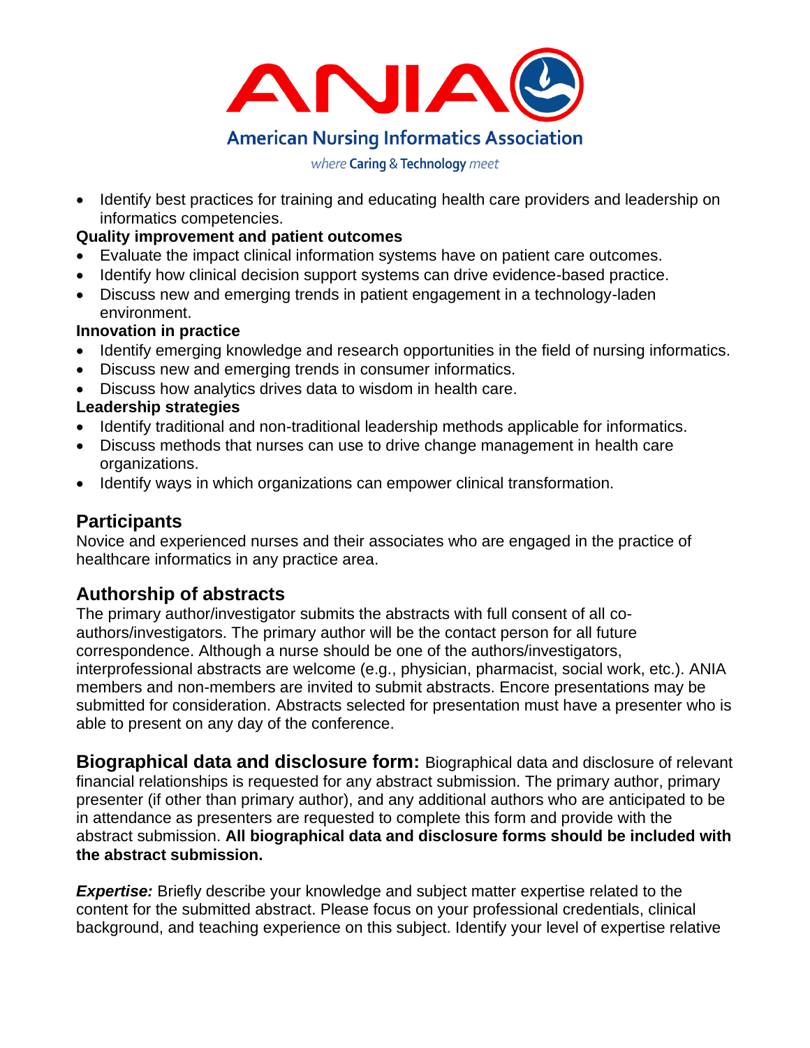- Identify best practices for training and educating health care providers and leadership on informatics competencies.

**Quality improvement and patient outcomes**

- Evaluate the impact clinical information systems have on patient care outcomes.
- Identify how clinical decision support systems can drive evidence-based practice.
- Discuss new and emerging trends in patient engagement in a technology-laden environment.

**Innovation in practice**

- Identify emerging knowledge and research opportunities in the field of nursing informatics.
- Discuss new and emerging trends in consumer informatics.
- Discuss how analytics drives data to wisdom in health care.

**Leadership strategies**

- Identify traditional and non-traditional leadership methods applicable for informatics.
- Discuss methods that nurses can use to drive change management in health care organizations.
- Identify ways in which organizations can empower clinical transformation.

## Participants

Novice and experienced nurses and their associates who are engaged in the practice of healthcare informatics in any practice area.

## Authorship of abstracts

The primary author/investigator submits the abstracts with full consent of all co-authors/investigators. The primary author will be the contact person for all future correspondence. Although a nurse should be one of the authors/investigators, interprofessional abstracts are welcome (e.g., physician, pharmacist, social work, etc.). ANIA members and non-members are invited to submit abstracts. Encore presentations may be submitted for consideration. Abstracts selected for presentation must have a presenter who is able to present on any day of the conference.

**Biographical data and disclosure form:** Biographical data and disclosure of relevant financial relationships is requested for any abstract submission. The primary author, primary presenter (if other than primary author), and any additional authors who are anticipated to be in attendance as presenters are requested to complete this form and provide with the abstract submission. **All biographical data and disclosure forms should be included with the abstract submission.**

***Expertise:*** Briefly describe your knowledge and subject matter expertise related to the content for the submitted abstract. Please focus on your professional credentials, clinical background, and teaching experience on this subject. Identify your level of expertise relative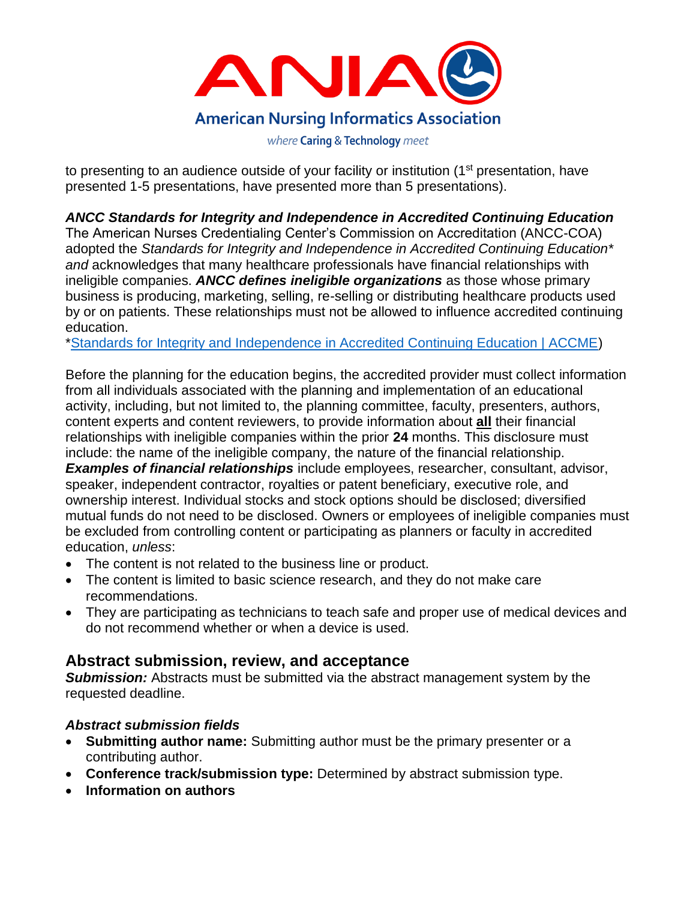to presenting to an audience outside of your facility or institution (1st presentation, have presented 1-5 presentations, have presented more than 5 presentations).

***ANCC Standards for Integrity and Independence in Accredited Continuing Education***
The American Nurses Credentialing Center's Commission on Accreditation (ANCC-COA) adopted the *Standards for Integrity and Independence in Accredited Continuing Education\* and* acknowledges that many healthcare professionals have financial relationships with ineligible companies. ***ANCC defines ineligible organizations*** as those whose primary business is producing, marketing, selling, re-selling or distributing healthcare products used by or on patients. These relationships must not be allowed to influence accredited continuing education.
*[Standards for Integrity and Independence in Accredited Continuing Education | ACCME]

Before the planning for the education begins, the accredited provider must collect information from all individuals associated with the planning and implementation of an educational activity, including, but not limited to, the planning committee, faculty, presenters, authors, content experts and content reviewers, to provide information about **all** their financial relationships with ineligible companies within the prior **24** months. This disclosure must include: the name of the ineligible company, the nature of the financial relationship. ***Examples of financial relationships*** include employees, researcher, consultant, advisor, speaker, independent contractor, royalties or patent beneficiary, executive role, and ownership interest. Individual stocks and stock options should be disclosed; diversified mutual funds do not need to be disclosed. Owners or employees of ineligible companies must be excluded from controlling content or participating as planners or faculty in accredited education, *unless*:

- The content is not related to the business line or product.
- The content is limited to basic science research, and they do not make care recommendations.
- They are participating as technicians to teach safe and proper use of medical devices and do not recommend whether or when a device is used.

## Abstract submission, review, and acceptance

***Submission:*** Abstracts must be submitted via the abstract management system by the requested deadline.

### *Abstract submission fields*

- **Submitting author name:** Submitting author must be the primary presenter or a contributing author.
- **Conference track/submission type:** Determined by abstract submission type.
- **Information on authors**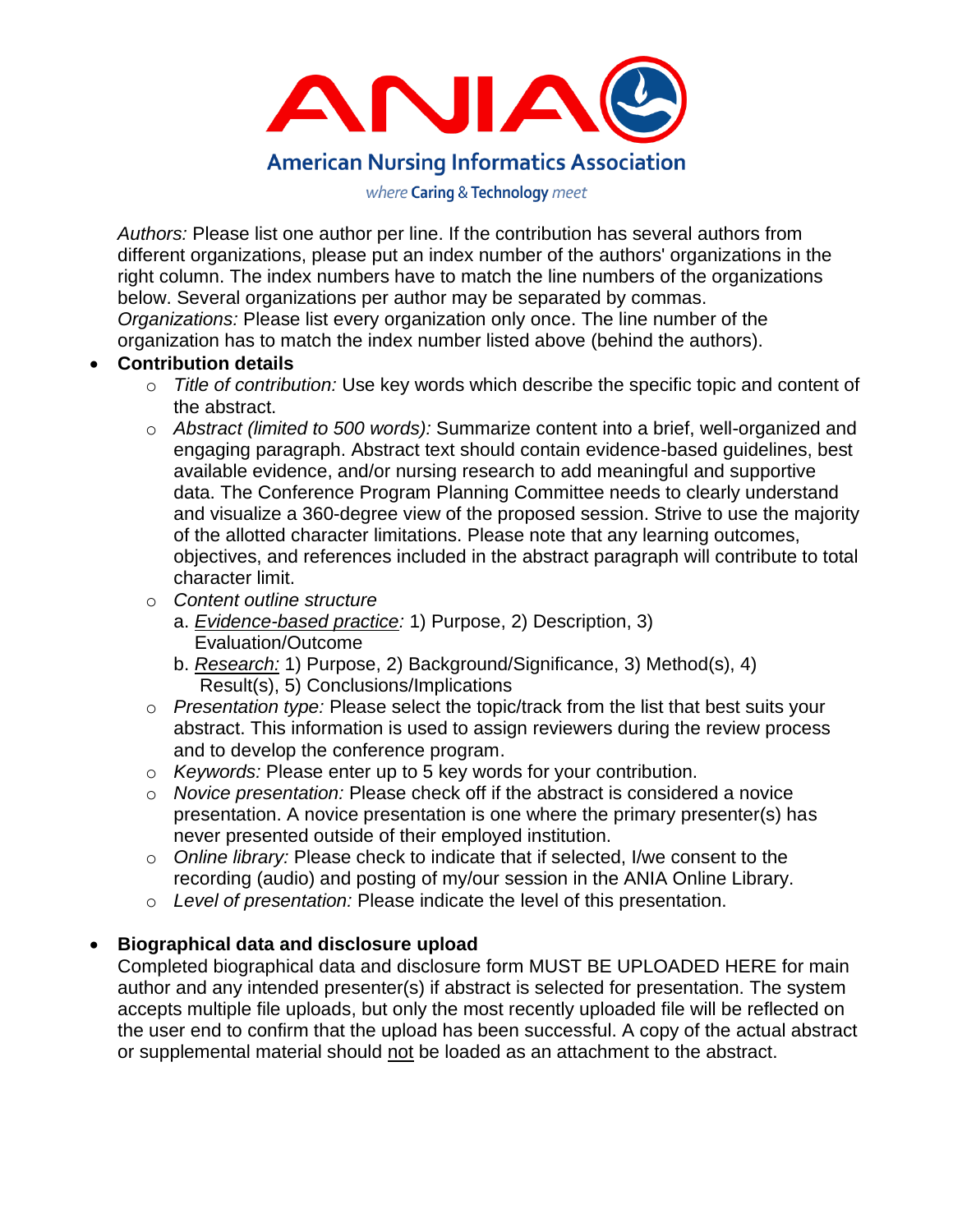*Authors:* Please list one author per line. If the contribution has several authors from different organizations, please put an index number of the authors' organizations in the right column. The index numbers have to match the line numbers of the organizations below. Several organizations per author may be separated by commas.
*Organizations:* Please list every organization only once. The line number of the organization has to match the index number listed above (behind the authors).

- **Contribution details**
  - *Title of contribution:* Use key words which describe the specific topic and content of the abstract.
  - *Abstract (limited to 500 words):* Summarize content into a brief, well-organized and engaging paragraph. Abstract text should contain evidence-based guidelines, best available evidence, and/or nursing research to add meaningful and supportive data. The Conference Program Planning Committee needs to clearly understand and visualize a 360-degree view of the proposed session. Strive to use the majority of the allotted character limitations. Please note that any learning outcomes, objectives, and references included in the abstract paragraph will contribute to total character limit.
  - *Content outline structure*
    a. *Evidence-based practice:* 1) Purpose, 2) Description, 3) Evaluation/Outcome
    b. *Research:* 1) Purpose, 2) Background/Significance, 3) Method(s), 4) Result(s), 5) Conclusions/Implications
  - *Presentation type:* Please select the topic/track from the list that best suits your abstract. This information is used to assign reviewers during the review process and to develop the conference program.
  - *Keywords:* Please enter up to 5 key words for your contribution.
  - *Novice presentation:* Please check off if the abstract is considered a novice presentation. A novice presentation is one where the primary presenter(s) has never presented outside of their employed institution.
  - *Online library:* Please check to indicate that if selected, I/we consent to the recording (audio) and posting of my/our session in the ANIA Online Library.
  - *Level of presentation:* Please indicate the level of this presentation.

- **Biographical data and disclosure upload**
  Completed biographical data and disclosure form MUST BE UPLOADED HERE for main author and any intended presenter(s) if abstract is selected for presentation. The system accepts multiple file uploads, but only the most recently uploaded file will be reflected on the user end to confirm that the upload has been successful. A copy of the actual abstract or supplemental material should not be loaded as an attachment to the abstract.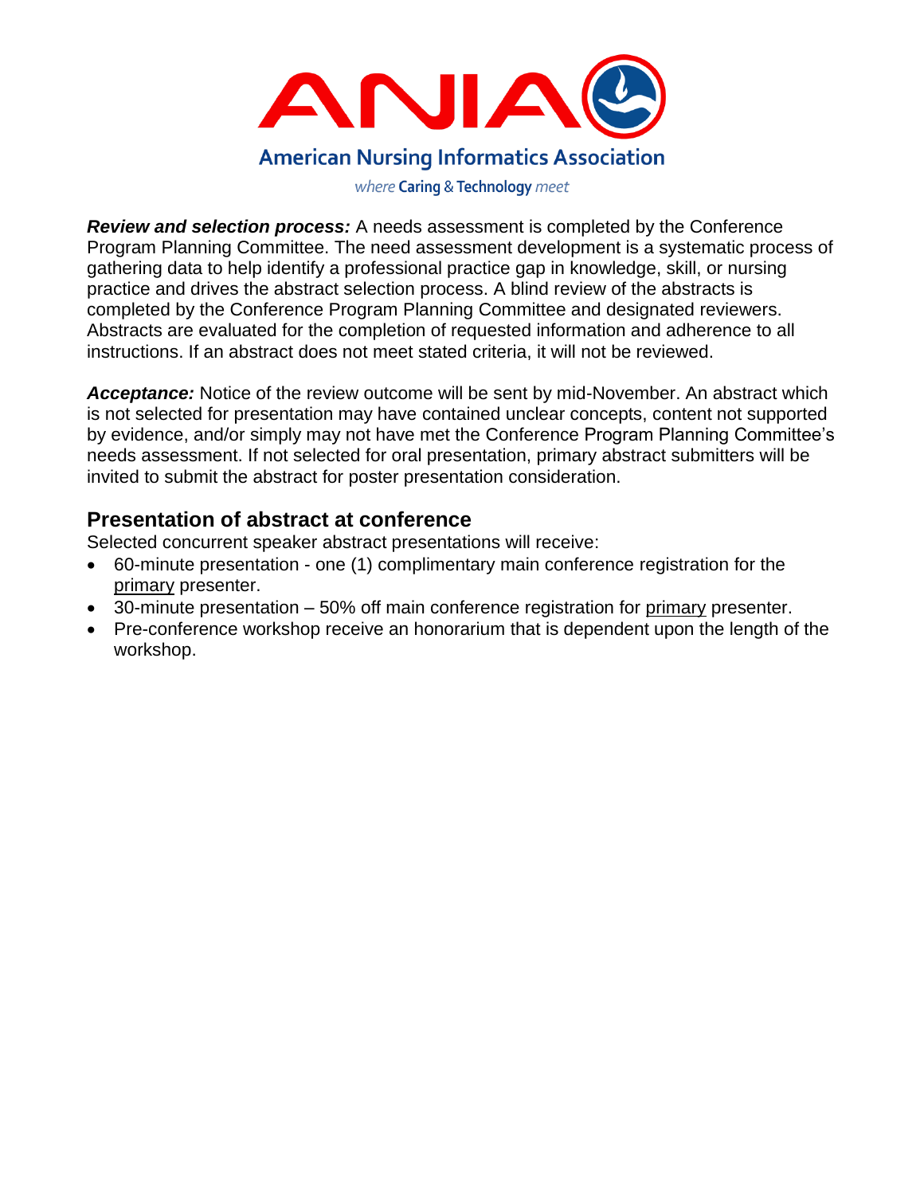***Review and selection process:*** A needs assessment is completed by the Conference Program Planning Committee. The need assessment development is a systematic process of gathering data to help identify a professional practice gap in knowledge, skill, or nursing practice and drives the abstract selection process. A blind review of the abstracts is completed by the Conference Program Planning Committee and designated reviewers. Abstracts are evaluated for the completion of requested information and adherence to all instructions. If an abstract does not meet stated criteria, it will not be reviewed.

***Acceptance:*** Notice of the review outcome will be sent by mid-November. An abstract which is not selected for presentation may have contained unclear concepts, content not supported by evidence, and/or simply may not have met the Conference Program Planning Committee's needs assessment. If not selected for oral presentation, primary abstract submitters will be invited to submit the abstract for poster presentation consideration.

## Presentation of abstract at conference

Selected concurrent speaker abstract presentations will receive:

- 60-minute presentation - one (1) complimentary main conference registration for the primary presenter.
- 30-minute presentation – 50% off main conference registration for primary presenter.
- Pre-conference workshop receive an honorarium that is dependent upon the length of the workshop.